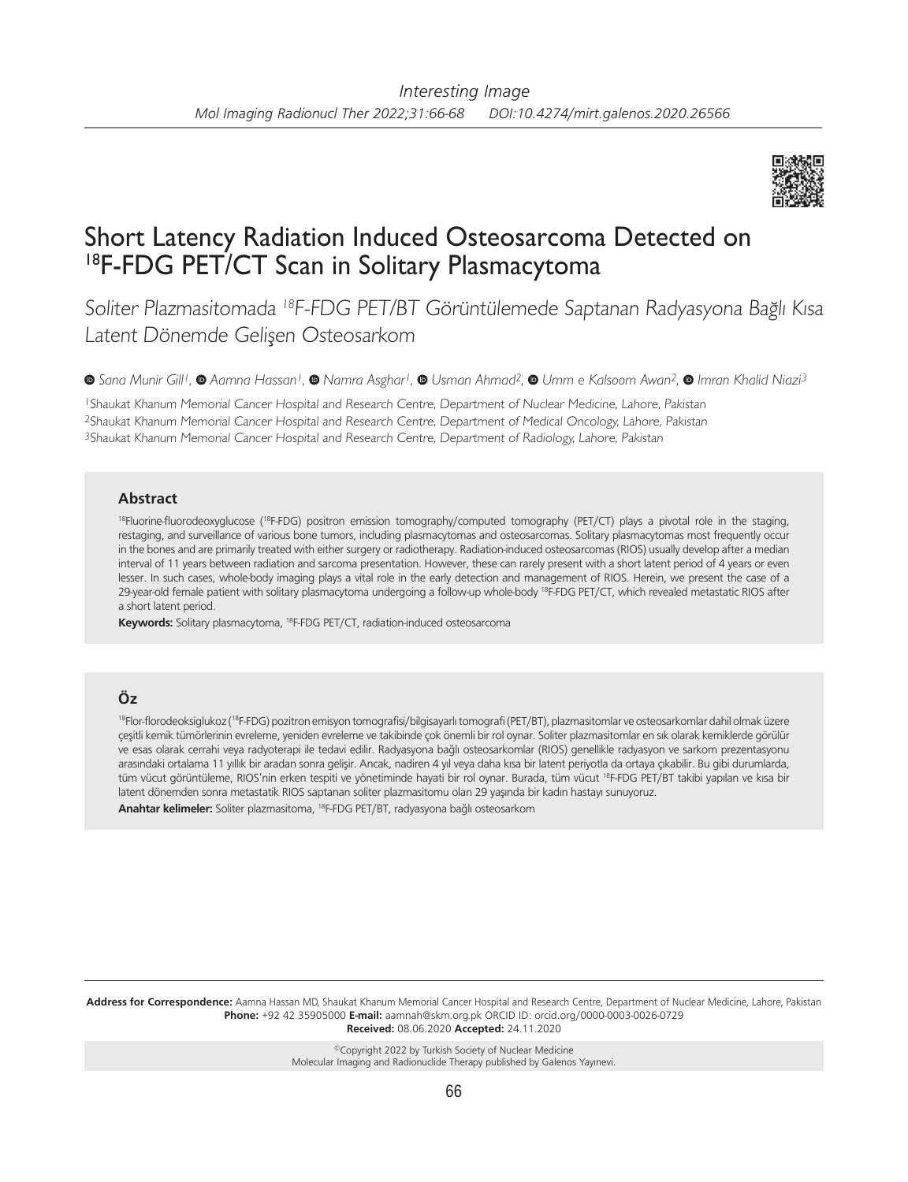*Interesting Image*

# Short Latency Radiation Induced Osteosarcoma Detected on $^{18}$F-FDG PET/CT Scan in Solitary Plasmacytoma

*Soliter Plazmasitomada $^{18}$F-FDG PET/BT Görüntülemede Saptanan Radyasyona Bağlı Kısa Latent Dönemde Gelişen Osteosarkom*

*Sana Munir Gill[1], Aamna Hassan[1], Namra Asghar[1], Usman Ahmad[2], Umm e Kalsoom Awan[2], Imran Khalid Niazi[3]*

[1]Shaukat Khanum Memorial Cancer Hospital and Research Centre, Department of Nuclear Medicine, Lahore, Pakistan
[2]Shaukat Khanum Memorial Cancer Hospital and Research Centre, Department of Medical Oncology, Lahore, Pakistan
[3]Shaukat Khanum Memorial Cancer Hospital and Research Centre, Department of Radiology, Lahore, Pakistan

## Abstract

$^{18}$Fluorine-fluorodeoxyglucose ($^{18}$F-FDG) positron emission tomography/computed tomography (PET/CT) plays a pivotal role in the staging, restaging, and surveillance of various bone tumors, including plasmacytomas and osteosarcomas. Solitary plasmacytomas most frequently occur in the bones and are primarily treated with either surgery or radiotherapy. Radiation-induced osteosarcomas (RIOS) usually develop after a median interval of 11 years between radiation and sarcoma presentation. However, these can rarely present with a short latent period of 4 years or even lesser. In such cases, whole-body imaging plays a vital role in the early detection and management of RIOS. Herein, we present the case of a 29-year-old female patient with solitary plasmacytoma undergoing a follow-up whole-body $^{18}$F-FDG PET/CT, which revealed metastatic RIOS after a short latent period.

**Keywords:** Solitary plasmacytoma, $^{18}$F-FDG PET/CT, radiation-induced osteosarcoma

## Öz

$^{18}$Flor-florodeoksiglukoz ($^{18}$F-FDG) pozitron emisyon tomografisi/bilgisayarlı tomografi (PET/BT), plazmasitomlar ve osteosarkomlar dahil olmak üzere çeşitli kemik tümörlerinin evreleme, yeniden evreleme ve takibinde çok önemli bir rol oynar. Soliter plazmasitomlar en sık olarak kemiklerde görülür ve esas olarak cerrahi veya radyoterapi ile tedavi edilir. Radyasyona bağlı osteosarkomlar (RIOS) genellikle radyasyon ve sarkom prezentasyonu arasındaki ortalama 11 yıllık bir aradan sonra gelişir. Ancak, nadiren 4 yıl veya daha kısa bir latent periyotla da ortaya çıkabilir. Bu gibi durumlarda, tüm vücut görüntüleme, RIOS'nin erken tespiti ve yönetiminde hayati bir rol oynar. Burada, tüm vücut $^{18}$F-FDG PET/BT takibi yapılan ve kısa bir latent dönemden sonra metastatik RIOS saptanan soliter plazmasitomu olan 29 yaşında bir kadın hastayı sunuyoruz.

**Anahtar kelimeler:** Soliter plazmasitoma, $^{18}$F-FDG PET/BT, radyasyona bağlı osteosarkom

**Address for Correspondence:** Aamna Hassan MD, Shaukat Khanum Memorial Cancer Hospital and Research Centre, Department of Nuclear Medicine, Lahore, Pakistan
**Phone:** +92 42 35905000 **E-mail:** aamnah@skm.org.pk ORCID ID: orcid.org/0000-0003-0026-0729
**Received:** 08.06.2020 **Accepted:** 24.11.2020

©Copyright 2022 by Turkish Society of Nuclear Medicine
Molecular Imaging and Radionuclide Therapy published by Galenos Yayınevi.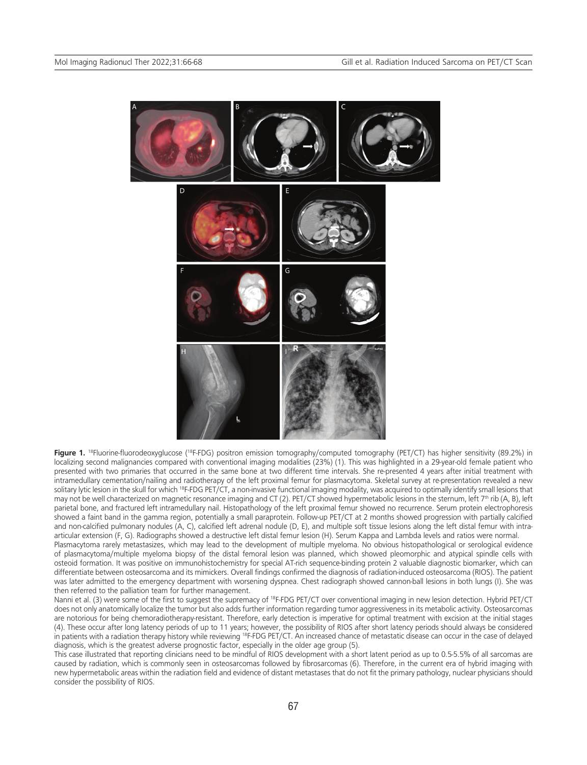**Figure 1.** [18]Fluorine-fluorodeoxyglucose ([18]F-FDG) positron emission tomography/computed tomography (PET/CT) has higher sensitivity (89.2%) in localizing second malignancies compared with conventional imaging modalities (23%) (1). This was highlighted in a 29-year-old female patient who presented with two primaries that occurred in the same bone at two different time intervals. She re-presented 4 years after initial treatment with intramedullary cementation/nailing and radiotherapy of the left proximal femur for plasmacytoma. Skeletal survey at re-presentation revealed a new solitary lytic lesion in the skull for which [18]F-FDG PET/CT, a non-invasive functional imaging modality, was acquired to optimally identify small lesions that may not be well characterized on magnetic resonance imaging and CT (2). PET/CT showed hypermetabolic lesions in the sternum, left 7th rib (A, B), left parietal bone, and fractured left intramedullary nail. Histopathology of the left proximal femur showed no recurrence. Serum protein electrophoresis showed a faint band in the gamma region, potentially a small paraprotein. Follow-up PET/CT at 2 months showed progression with partially calcified and non-calcified pulmonary nodules (A, C), calcified left adrenal nodule (D, E), and multiple soft tissue lesions along the left distal femur with intra-articular extension (F, G). Radiographs showed a destructive left distal femur lesion (H). Serum Kappa and Lambda levels and ratios were normal.

Plasmacytoma rarely metastasizes, which may lead to the development of multiple myeloma. No obvious histopathological or serological evidence of plasmacytoma/multiple myeloma biopsy of the distal femoral lesion was planned, which showed pleomorphic and atypical spindle cells with osteoid formation. It was positive on immunohistochemistry for special AT-rich sequence-binding protein 2 valuable diagnostic biomarker, which can differentiate between osteosarcoma and its mimickers. Overall findings confirmed the diagnosis of radiation-induced osteosarcoma (RIOS). The patient was later admitted to the emergency department with worsening dyspnea. Chest radiograph showed cannon-ball lesions in both lungs (I). She was then referred to the palliation team for further management.

Nanni et al. (3) were some of the first to suggest the supremacy of [18]F-FDG PET/CT over conventional imaging in new lesion detection. Hybrid PET/CT does not only anatomically localize the tumor but also adds further information regarding tumor aggressiveness in its metabolic activity. Osteosarcomas are notorious for being chemoradiotherapy-resistant. Therefore, early detection is imperative for optimal treatment with excision at the initial stages (4). These occur after long latency periods of up to 11 years; however, the possibility of RIOS after short latency periods should always be considered in patients with a radiation therapy history while reviewing [18]F-FDG PET/CT. An increased chance of metastatic disease can occur in the case of delayed diagnosis, which is the greatest adverse prognostic factor, especially in the older age group (5).

This case illustrated that reporting clinicians need to be mindful of RIOS development with a short latent period as up to 0.5-5.5% of all sarcomas are caused by radiation, which is commonly seen in osteosarcomas followed by fibrosarcomas (6). Therefore, in the current era of hybrid imaging with new hypermetabolic areas within the radiation field and evidence of distant metastases that do not fit the primary pathology, nuclear physicians should consider the possibility of RIOS.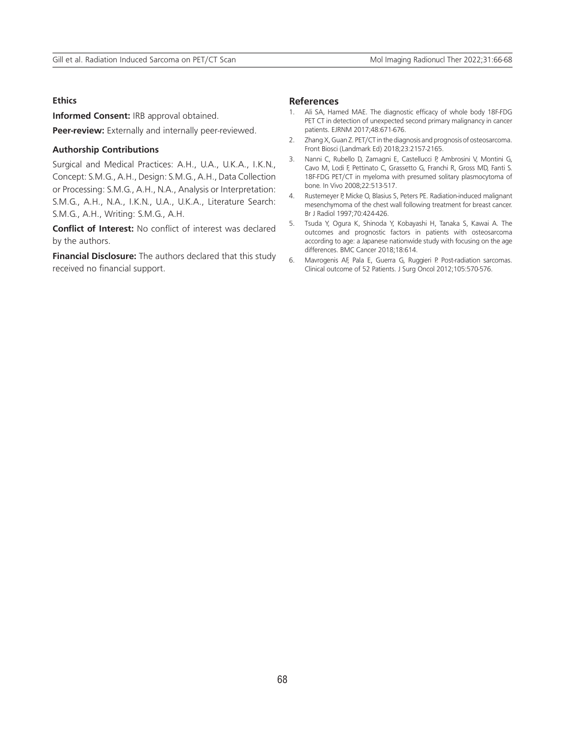### Ethics

**Informed Consent:** IRB approval obtained.

**Peer-review:** Externally and internally peer-reviewed.

### Authorship Contributions

Surgical and Medical Practices: A.H., U.A., U.K.A., I.K.N., Concept: S.M.G., A.H., Design: S.M.G., A.H., Data Collection or Processing: S.M.G., A.H., N.A., Analysis or Interpretation: S.M.G., A.H., N.A., I.K.N., U.A., U.K.A., Literature Search: S.M.G., A.H., Writing: S.M.G., A.H.

**Conflict of Interest:** No conflict of interest was declared by the authors.

**Financial Disclosure:** The authors declared that this study received no financial support.

## References

1. Ali SA, Hamed MAE. The diagnostic efficacy of whole body 18F-FDG PET CT in detection of unexpected second primary malignancy in cancer patients. EJRNM 2017;48:671-676.
2. Zhang X, Guan Z. PET/CT in the diagnosis and prognosis of osteosarcoma. Front Biosci (Landmark Ed) 2018;23:2157-2165.
3. Nanni C, Rubello D, Zamagni E, Castellucci P, Ambrosini V, Montini G, Cavo M, Lodi F, Pettinato C, Grassetto G, Franchi R, Gross MD, Fanti S. 18F-FDG PET/CT in myeloma with presumed solitary plasmocytoma of bone. In Vivo 2008;22:513-517.
4. Rustemeyer P, Micke O, Blasius S, Peters PE. Radiation-induced malignant mesenchymoma of the chest wall following treatment for breast cancer. Br J Radiol 1997;70:424-426.
5. Tsuda Y, Ogura K, Shinoda Y, Kobayashi H, Tanaka S, Kawai A. The outcomes and prognostic factors in patients with osteosarcoma according to age: a Japanese nationwide study with focusing on the age differences. BMC Cancer 2018;18:614.
6. Mavrogenis AF, Pala E, Guerra G, Ruggieri P. Post-radiation sarcomas. Clinical outcome of 52 Patients. J Surg Oncol 2012;105:570-576.